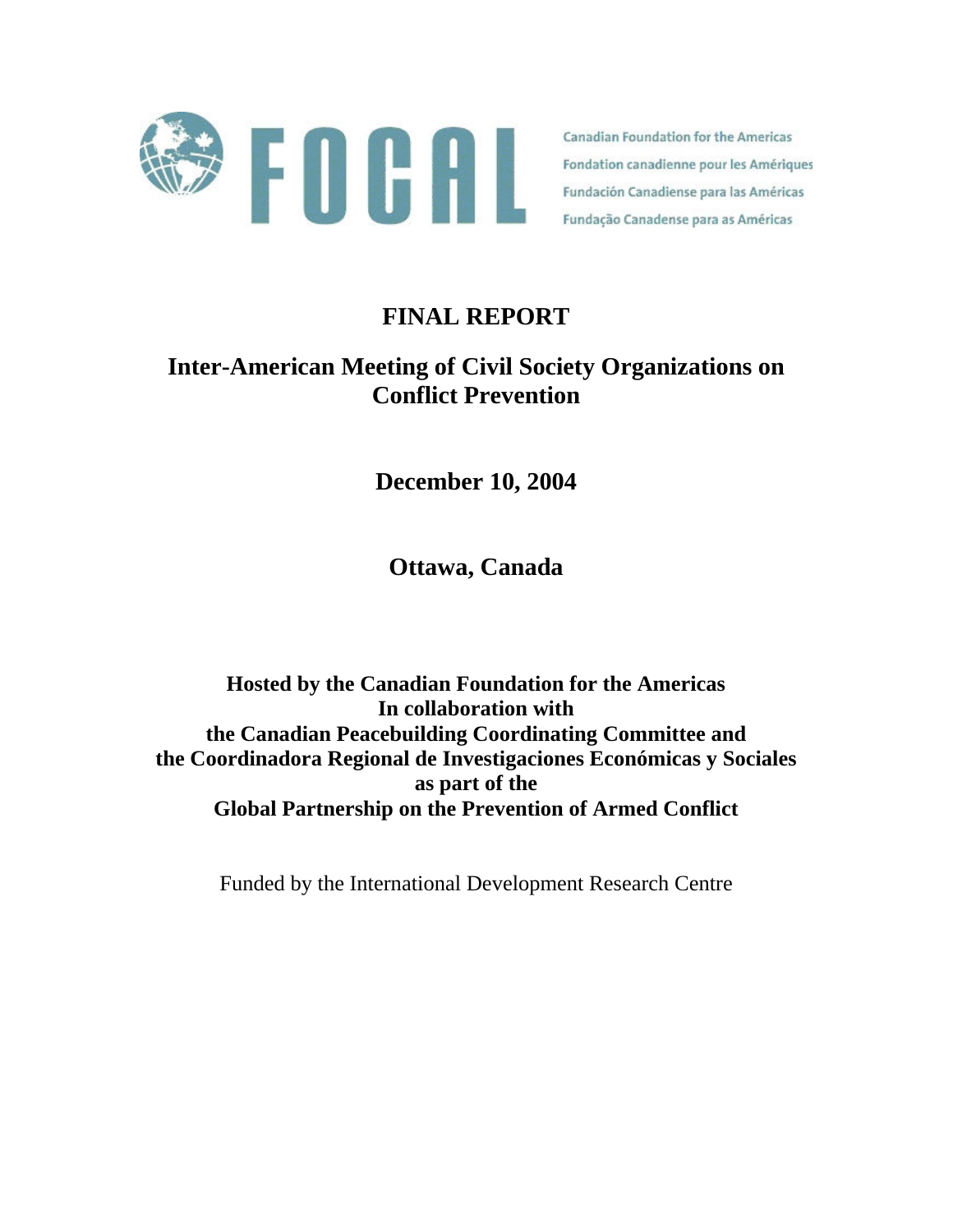FOCAL

Canadian Foundation for the Americas
Fondation canadienne pour les Amériques
Fundación Canadiense para las Américas
Fundação Canadense para as Américas

# FINAL REPORT

## Inter-American Meeting of Civil Society Organizations on Conflict Prevention

**December 10, 2004**

**Ottawa, Canada**

**Hosted by the Canadian Foundation for the Americas**
**In collaboration with**
**the Canadian Peacebuilding Coordinating Committee and**
**the Coordinadora Regional de Investigaciones Económicas y Sociales**
**as part of the**
**Global Partnership on the Prevention of Armed Conflict**

Funded by the International Development Research Centre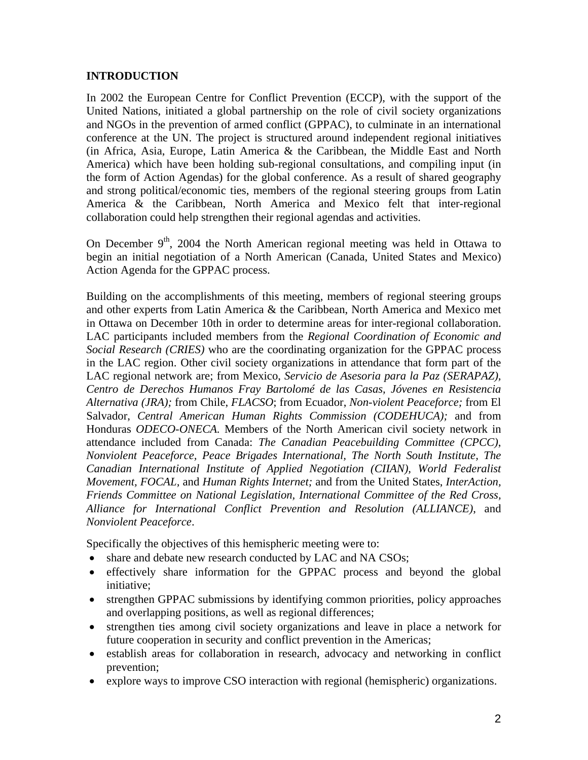**INTRODUCTION**

In 2002 the European Centre for Conflict Prevention (ECCP), with the support of the United Nations, initiated a global partnership on the role of civil society organizations and NGOs in the prevention of armed conflict (GPPAC), to culminate in an international conference at the UN. The project is structured around independent regional initiatives (in Africa, Asia, Europe, Latin America & the Caribbean, the Middle East and North America) which have been holding sub-regional consultations, and compiling input (in the form of Action Agendas) for the global conference. As a result of shared geography and strong political/economic ties, members of the regional steering groups from Latin America & the Caribbean, North America and Mexico felt that inter-regional collaboration could help strengthen their regional agendas and activities.

On December 9th, 2004 the North American regional meeting was held in Ottawa to begin an initial negotiation of a North American (Canada, United States and Mexico) Action Agenda for the GPPAC process.

Building on the accomplishments of this meeting, members of regional steering groups and other experts from Latin America & the Caribbean, North America and Mexico met in Ottawa on December 10th in order to determine areas for inter-regional collaboration. LAC participants included members from the *Regional Coordination of Economic and Social Research (CRIES)* who are the coordinating organization for the GPPAC process in the LAC region. Other civil society organizations in attendance that form part of the LAC regional network are; from Mexico, *Servicio de Asesoria para la Paz (SERAPAZ), Centro de Derechos Humanos Fray Bartolomé de las Casas, Jóvenes en Resistencia Alternativa (JRA);* from Chile, *FLACSO*; from Ecuador, *Non-violent Peaceforce;* from El Salvador, *Central American Human Rights Commission (CODEHUCA);* and from Honduras *ODECO-ONECA.* Members of the North American civil society network in attendance included from Canada: *The Canadian Peacebuilding Committee (CPCC), Nonviolent Peaceforce, Peace Brigades International, The North South Institute, The Canadian International Institute of Applied Negotiation (CIIAN), World Federalist Movement, FOCAL,* and *Human Rights Internet;* and from the United States, *InterAction, Friends Committee on National Legislation, International Committee of the Red Cross, Alliance for International Conflict Prevention and Resolution (ALLIANCE),* and *Nonviolent Peaceforce*.

Specifically the objectives of this hemispheric meeting were to:

- share and debate new research conducted by LAC and NA CSOs;
- effectively share information for the GPPAC process and beyond the global initiative;
- strengthen GPPAC submissions by identifying common priorities, policy approaches and overlapping positions, as well as regional differences;
- strengthen ties among civil society organizations and leave in place a network for future cooperation in security and conflict prevention in the Americas;
- establish areas for collaboration in research, advocacy and networking in conflict prevention;
- explore ways to improve CSO interaction with regional (hemispheric) organizations.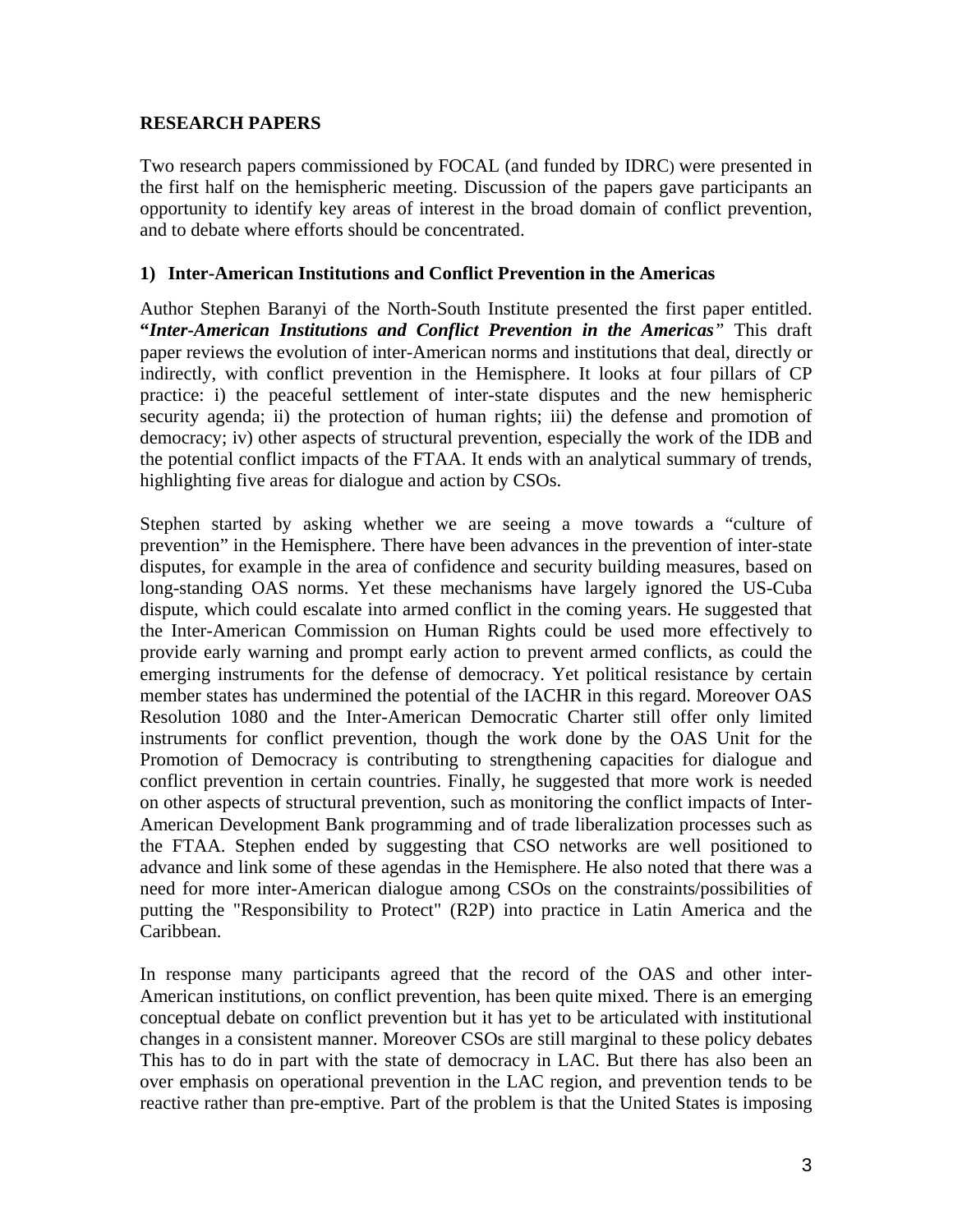## RESEARCH PAPERS

Two research papers commissioned by FOCAL (and funded by IDRC) were presented in the first half on the hemispheric meeting. Discussion of the papers gave participants an opportunity to identify key areas of interest in the broad domain of conflict prevention, and to debate where efforts should be concentrated.

### 1) Inter-American Institutions and Conflict Prevention in the Americas

Author Stephen Baranyi of the North-South Institute presented the first paper entitled. **"*Inter-American Institutions and Conflict Prevention in the Americas*"** This draft paper reviews the evolution of inter-American norms and institutions that deal, directly or indirectly, with conflict prevention in the Hemisphere. It looks at four pillars of CP practice: i) the peaceful settlement of inter-state disputes and the new hemispheric security agenda; ii) the protection of human rights; iii) the defense and promotion of democracy; iv) other aspects of structural prevention, especially the work of the IDB and the potential conflict impacts of the FTAA. It ends with an analytical summary of trends, highlighting five areas for dialogue and action by CSOs.

Stephen started by asking whether we are seeing a move towards a "culture of prevention" in the Hemisphere. There have been advances in the prevention of inter-state disputes, for example in the area of confidence and security building measures, based on long-standing OAS norms. Yet these mechanisms have largely ignored the US-Cuba dispute, which could escalate into armed conflict in the coming years. He suggested that the Inter-American Commission on Human Rights could be used more effectively to provide early warning and prompt early action to prevent armed conflicts, as could the emerging instruments for the defense of democracy. Yet political resistance by certain member states has undermined the potential of the IACHR in this regard. Moreover OAS Resolution 1080 and the Inter-American Democratic Charter still offer only limited instruments for conflict prevention, though the work done by the OAS Unit for the Promotion of Democracy is contributing to strengthening capacities for dialogue and conflict prevention in certain countries. Finally, he suggested that more work is needed on other aspects of structural prevention, such as monitoring the conflict impacts of Inter-American Development Bank programming and of trade liberalization processes such as the FTAA. Stephen ended by suggesting that CSO networks are well positioned to advance and link some of these agendas in the Hemisphere. He also noted that there was a need for more inter-American dialogue among CSOs on the constraints/possibilities of putting the "Responsibility to Protect" (R2P) into practice in Latin America and the Caribbean.

In response many participants agreed that the record of the OAS and other inter-American institutions, on conflict prevention, has been quite mixed. There is an emerging conceptual debate on conflict prevention but it has yet to be articulated with institutional changes in a consistent manner. Moreover CSOs are still marginal to these policy debates This has to do in part with the state of democracy in LAC. But there has also been an over emphasis on operational prevention in the LAC region, and prevention tends to be reactive rather than pre-emptive. Part of the problem is that the United States is imposing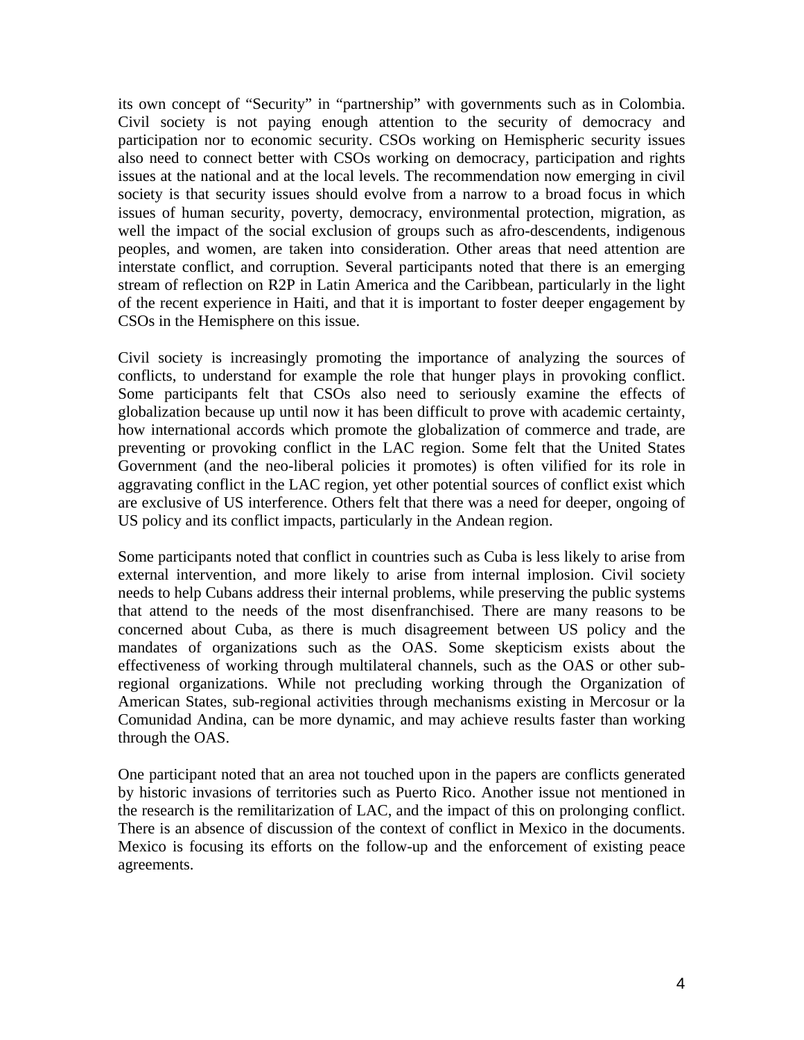its own concept of "Security" in "partnership" with governments such as in Colombia. Civil society is not paying enough attention to the security of democracy and participation nor to economic security. CSOs working on Hemispheric security issues also need to connect better with CSOs working on democracy, participation and rights issues at the national and at the local levels. The recommendation now emerging in civil society is that security issues should evolve from a narrow to a broad focus in which issues of human security, poverty, democracy, environmental protection, migration, as well the impact of the social exclusion of groups such as afro-descendents, indigenous peoples, and women, are taken into consideration. Other areas that need attention are interstate conflict, and corruption. Several participants noted that there is an emerging stream of reflection on R2P in Latin America and the Caribbean, particularly in the light of the recent experience in Haiti, and that it is important to foster deeper engagement by CSOs in the Hemisphere on this issue.

Civil society is increasingly promoting the importance of analyzing the sources of conflicts, to understand for example the role that hunger plays in provoking conflict. Some participants felt that CSOs also need to seriously examine the effects of globalization because up until now it has been difficult to prove with academic certainty, how international accords which promote the globalization of commerce and trade, are preventing or provoking conflict in the LAC region. Some felt that the United States Government (and the neo-liberal policies it promotes) is often vilified for its role in aggravating conflict in the LAC region, yet other potential sources of conflict exist which are exclusive of US interference. Others felt that there was a need for deeper, ongoing of US policy and its conflict impacts, particularly in the Andean region.

Some participants noted that conflict in countries such as Cuba is less likely to arise from external intervention, and more likely to arise from internal implosion. Civil society needs to help Cubans address their internal problems, while preserving the public systems that attend to the needs of the most disenfranchised. There are many reasons to be concerned about Cuba, as there is much disagreement between US policy and the mandates of organizations such as the OAS. Some skepticism exists about the effectiveness of working through multilateral channels, such as the OAS or other sub-regional organizations. While not precluding working through the Organization of American States, sub-regional activities through mechanisms existing in Mercosur or la Comunidad Andina, can be more dynamic, and may achieve results faster than working through the OAS.

One participant noted that an area not touched upon in the papers are conflicts generated by historic invasions of territories such as Puerto Rico. Another issue not mentioned in the research is the remilitarization of LAC, and the impact of this on prolonging conflict. There is an absence of discussion of the context of conflict in Mexico in the documents. Mexico is focusing its efforts on the follow-up and the enforcement of existing peace agreements.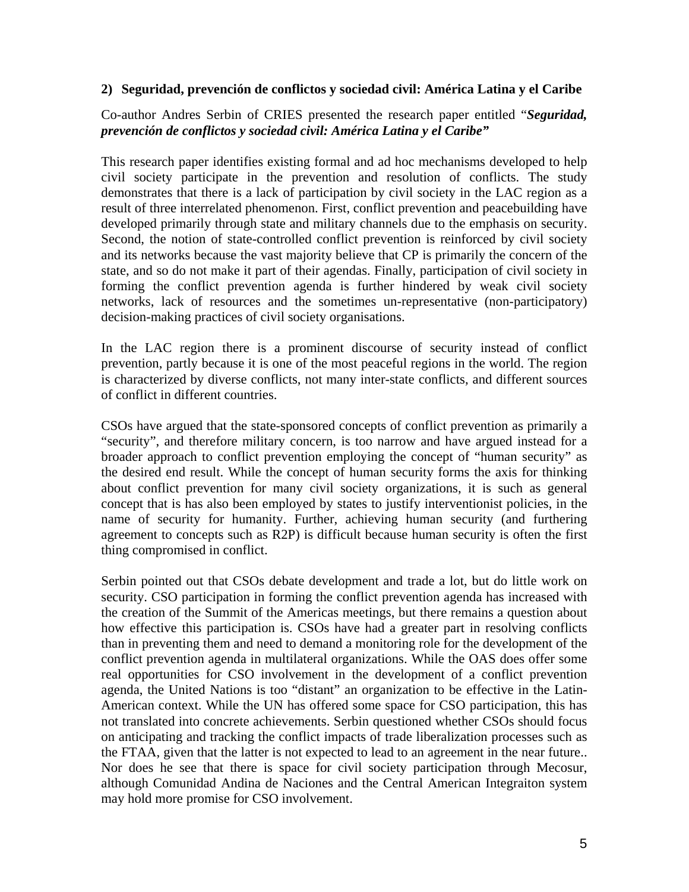## 2) Seguridad, prevención de conflictos y sociedad civil: América Latina y el Caribe

Co-author Andres Serbin of CRIES presented the research paper entitled "***Seguridad, prevención de conflictos y sociedad civil: América Latina y el Caribe"***

This research paper identifies existing formal and ad hoc mechanisms developed to help civil society participate in the prevention and resolution of conflicts. The study demonstrates that there is a lack of participation by civil society in the LAC region as a result of three interrelated phenomenon. First, conflict prevention and peacebuilding have developed primarily through state and military channels due to the emphasis on security. Second, the notion of state-controlled conflict prevention is reinforced by civil society and its networks because the vast majority believe that CP is primarily the concern of the state, and so do not make it part of their agendas. Finally, participation of civil society in forming the conflict prevention agenda is further hindered by weak civil society networks, lack of resources and the sometimes un-representative (non-participatory) decision-making practices of civil society organisations.

In the LAC region there is a prominent discourse of security instead of conflict prevention, partly because it is one of the most peaceful regions in the world. The region is characterized by diverse conflicts, not many inter-state conflicts, and different sources of conflict in different countries.

CSOs have argued that the state-sponsored concepts of conflict prevention as primarily a "security", and therefore military concern, is too narrow and have argued instead for a broader approach to conflict prevention employing the concept of "human security" as the desired end result. While the concept of human security forms the axis for thinking about conflict prevention for many civil society organizations, it is such as general concept that is has also been employed by states to justify interventionist policies, in the name of security for humanity. Further, achieving human security (and furthering agreement to concepts such as R2P) is difficult because human security is often the first thing compromised in conflict.

Serbin pointed out that CSOs debate development and trade a lot, but do little work on security. CSO participation in forming the conflict prevention agenda has increased with the creation of the Summit of the Americas meetings, but there remains a question about how effective this participation is. CSOs have had a greater part in resolving conflicts than in preventing them and need to demand a monitoring role for the development of the conflict prevention agenda in multilateral organizations. While the OAS does offer some real opportunities for CSO involvement in the development of a conflict prevention agenda, the United Nations is too "distant" an organization to be effective in the Latin-American context. While the UN has offered some space for CSO participation, this has not translated into concrete achievements. Serbin questioned whether CSOs should focus on anticipating and tracking the conflict impacts of trade liberalization processes such as the FTAA, given that the latter is not expected to lead to an agreement in the near future.. Nor does he see that there is space for civil society participation through Mecosur, although Comunidad Andina de Naciones and the Central American Integraiton system may hold more promise for CSO involvement.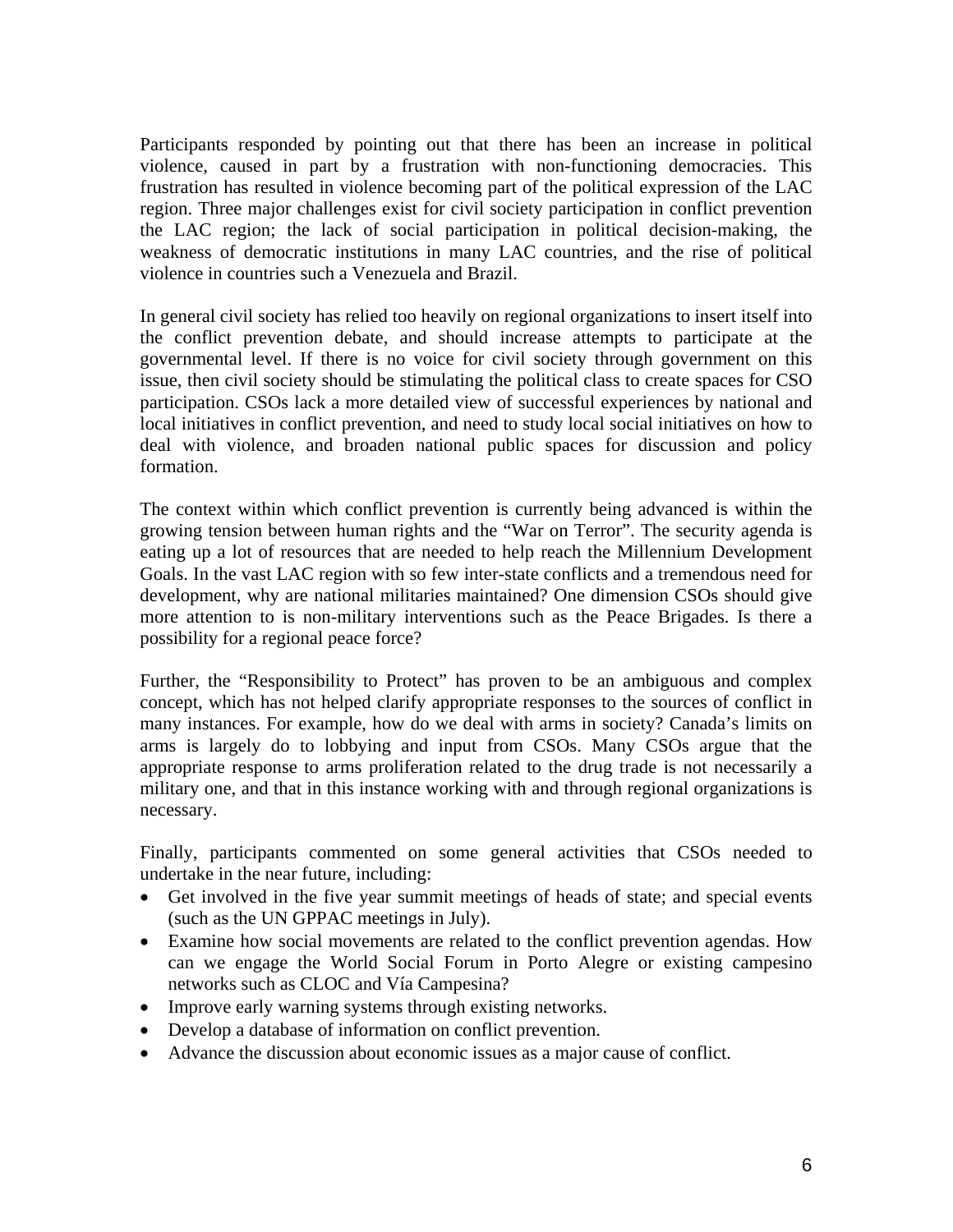Participants responded by pointing out that there has been an increase in political violence, caused in part by a frustration with non-functioning democracies. This frustration has resulted in violence becoming part of the political expression of the LAC region. Three major challenges exist for civil society participation in conflict prevention the LAC region; the lack of social participation in political decision-making, the weakness of democratic institutions in many LAC countries, and the rise of political violence in countries such a Venezuela and Brazil.

In general civil society has relied too heavily on regional organizations to insert itself into the conflict prevention debate, and should increase attempts to participate at the governmental level. If there is no voice for civil society through government on this issue, then civil society should be stimulating the political class to create spaces for CSO participation. CSOs lack a more detailed view of successful experiences by national and local initiatives in conflict prevention, and need to study local social initiatives on how to deal with violence, and broaden national public spaces for discussion and policy formation.

The context within which conflict prevention is currently being advanced is within the growing tension between human rights and the "War on Terror". The security agenda is eating up a lot of resources that are needed to help reach the Millennium Development Goals. In the vast LAC region with so few inter-state conflicts and a tremendous need for development, why are national militaries maintained? One dimension CSOs should give more attention to is non-military interventions such as the Peace Brigades. Is there a possibility for a regional peace force?

Further, the "Responsibility to Protect" has proven to be an ambiguous and complex concept, which has not helped clarify appropriate responses to the sources of conflict in many instances. For example, how do we deal with arms in society? Canada's limits on arms is largely do to lobbying and input from CSOs. Many CSOs argue that the appropriate response to arms proliferation related to the drug trade is not necessarily a military one, and that in this instance working with and through regional organizations is necessary.

Finally, participants commented on some general activities that CSOs needed to undertake in the near future, including:

- Get involved in the five year summit meetings of heads of state; and special events (such as the UN GPPAC meetings in July).
- Examine how social movements are related to the conflict prevention agendas. How can we engage the World Social Forum in Porto Alegre or existing campesino networks such as CLOC and Vía Campesina?
- Improve early warning systems through existing networks.
- Develop a database of information on conflict prevention.
- Advance the discussion about economic issues as a major cause of conflict.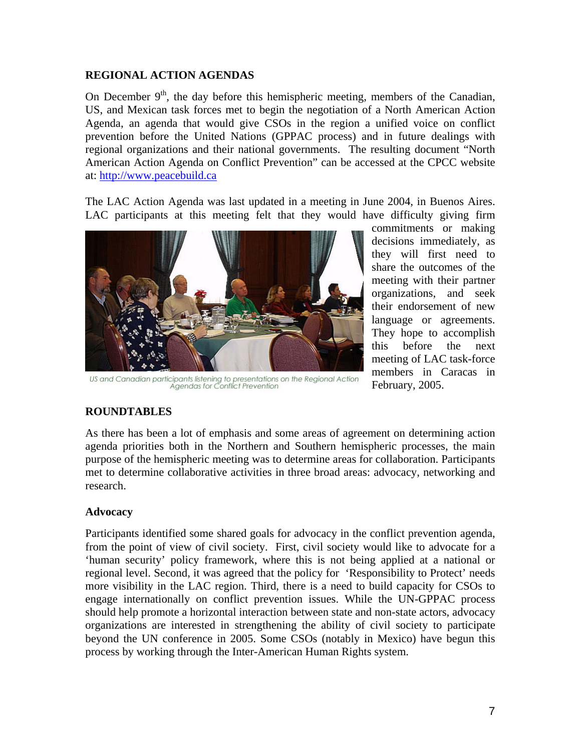## REGIONAL ACTION AGENDAS

On December 9th, the day before this hemispheric meeting, members of the Canadian, US, and Mexican task forces met to begin the negotiation of a North American Action Agenda, an agenda that would give CSOs in the region a unified voice on conflict prevention before the United Nations (GPPAC process) and in future dealings with regional organizations and their national governments. The resulting document "North American Action Agenda on Conflict Prevention" can be accessed at the CPCC website at: http://www.peacebuild.ca

The LAC Action Agenda was last updated in a meeting in June 2004, in Buenos Aires. LAC participants at this meeting felt that they would have difficulty giving firm commitments or making decisions immediately, as they will first need to share the outcomes of the meeting with their partner organizations, and seek their endorsement of new language or agreements. They hope to accomplish this before the next meeting of LAC task-force members in Caracas in February, 2005.

US and Canadian participants listening to presentations on the Regional Action Agendas for Conflict Prevention

## ROUNDTABLES

As there has been a lot of emphasis and some areas of agreement on determining action agenda priorities both in the Northern and Southern hemispheric processes, the main purpose of the hemispheric meeting was to determine areas for collaboration. Participants met to determine collaborative activities in three broad areas: advocacy, networking and research.

### Advocacy

Participants identified some shared goals for advocacy in the conflict prevention agenda, from the point of view of civil society. First, civil society would like to advocate for a 'human security' policy framework, where this is not being applied at a national or regional level. Second, it was agreed that the policy for 'Responsibility to Protect' needs more visibility in the LAC region. Third, there is a need to build capacity for CSOs to engage internationally on conflict prevention issues. While the UN-GPPAC process should help promote a horizontal interaction between state and non-state actors, advocacy organizations are interested in strengthening the ability of civil society to participate beyond the UN conference in 2005. Some CSOs (notably in Mexico) have begun this process by working through the Inter-American Human Rights system.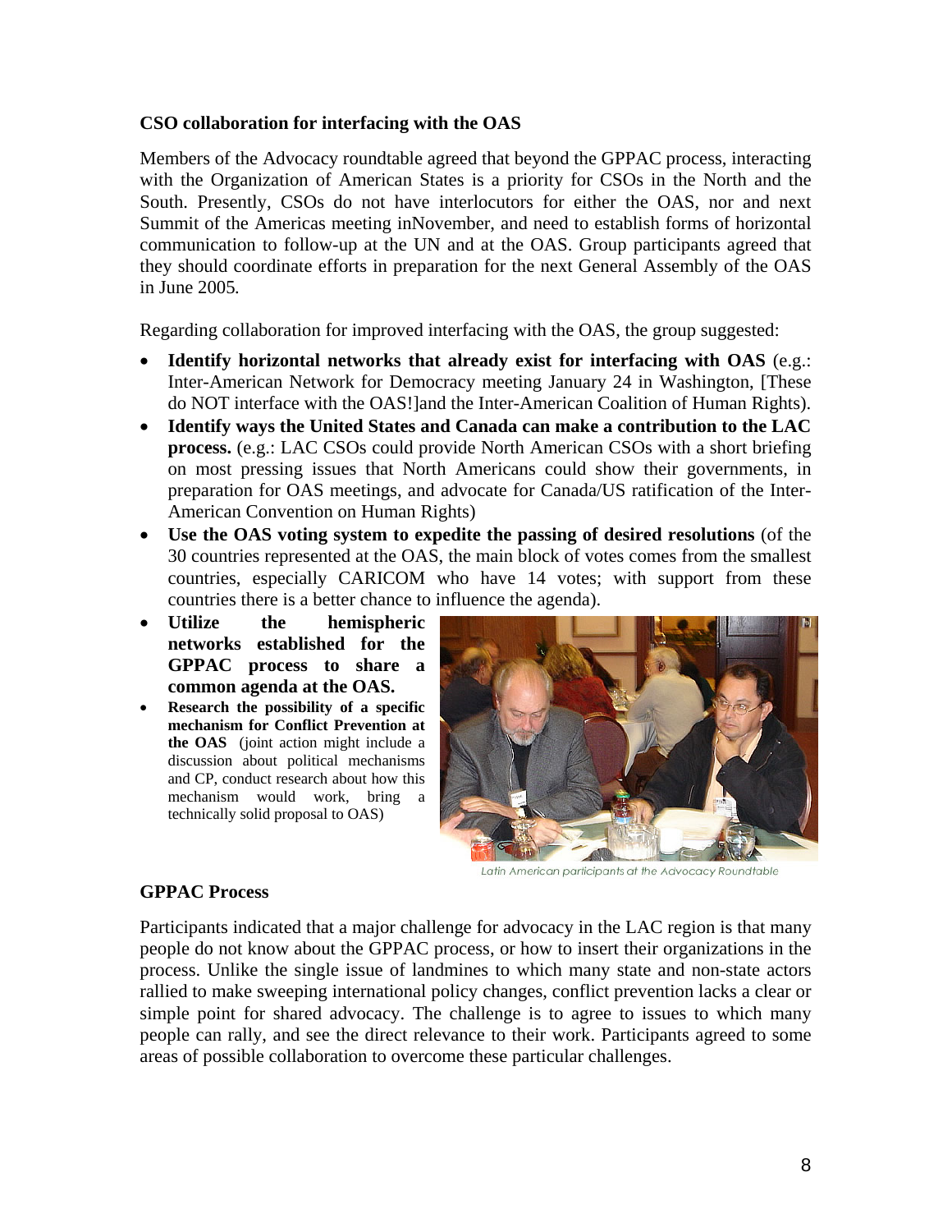**CSO collaboration for interfacing with the OAS**

Members of the Advocacy roundtable agreed that beyond the GPPAC process, interacting with the Organization of American States is a priority for CSOs in the North and the South. Presently, CSOs do not have interlocutors for either the OAS, nor and next Summit of the Americas meeting inNovember, and need to establish forms of horizontal communication to follow-up at the UN and at the OAS. Group participants agreed that they should coordinate efforts in preparation for the next General Assembly of the OAS in June 2005.

Regarding collaboration for improved interfacing with the OAS, the group suggested:

- **Identify horizontal networks that already exist for interfacing with OAS** (e.g.: Inter-American Network for Democracy meeting January 24 in Washington, [These do NOT interface with the OAS!]and the Inter-American Coalition of Human Rights).
- **Identify ways the United States and Canada can make a contribution to the LAC process.** (e.g.: LAC CSOs could provide North American CSOs with a short briefing on most pressing issues that North Americans could show their governments, in preparation for OAS meetings, and advocate for Canada/US ratification of the Inter-American Convention on Human Rights)
- **Use the OAS voting system to expedite the passing of desired resolutions** (of the 30 countries represented at the OAS, the main block of votes comes from the smallest countries, especially CARICOM who have 14 votes; with support from these countries there is a better chance to influence the agenda).
- **Utilize the hemispheric networks established for the GPPAC process to share a common agenda at the OAS.**
- **Research the possibility of a specific mechanism for Conflict Prevention at the OAS** (joint action might include a discussion about political mechanisms and CP, conduct research about how this mechanism would work, bring a technically solid proposal to OAS)

*Latin American participants at the Advocacy Roundtable*

**GPPAC Process**

Participants indicated that a major challenge for advocacy in the LAC region is that many people do not know about the GPPAC process, or how to insert their organizations in the process. Unlike the single issue of landmines to which many state and non-state actors rallied to make sweeping international policy changes, conflict prevention lacks a clear or simple point for shared advocacy. The challenge is to agree to issues to which many people can rally, and see the direct relevance to their work. Participants agreed to some areas of possible collaboration to overcome these particular challenges.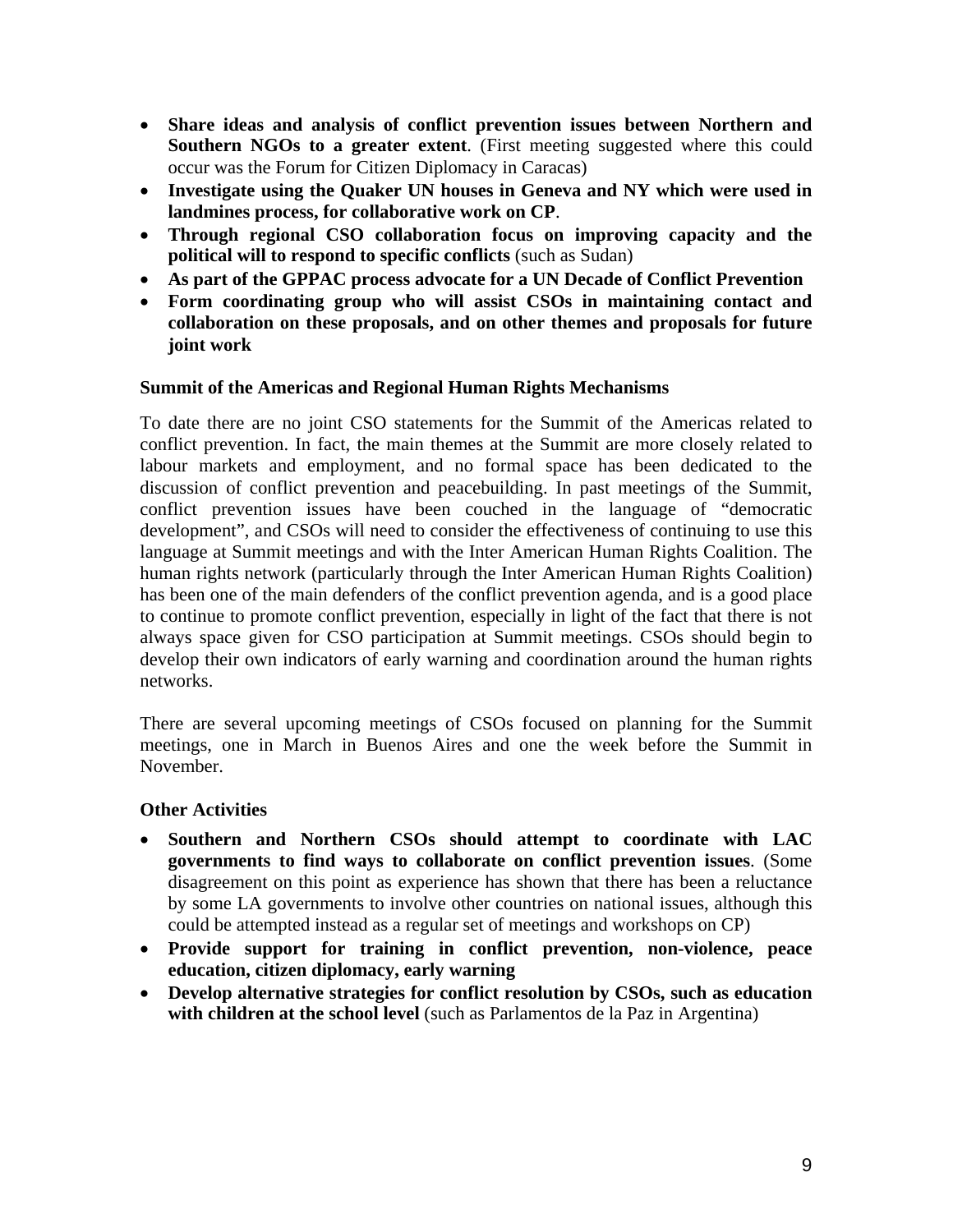- **Share ideas and analysis of conflict prevention issues between Northern and Southern NGOs to a greater extent**. (First meeting suggested where this could occur was the Forum for Citizen Diplomacy in Caracas)
- **Investigate using the Quaker UN houses in Geneva and NY which were used in landmines process, for collaborative work on CP**.
- **Through regional CSO collaboration focus on improving capacity and the political will to respond to specific conflicts** (such as Sudan)
- **As part of the GPPAC process advocate for a UN Decade of Conflict Prevention**
- **Form coordinating group who will assist CSOs in maintaining contact and collaboration on these proposals, and on other themes and proposals for future joint work**

**Summit of the Americas and Regional Human Rights Mechanisms**

To date there are no joint CSO statements for the Summit of the Americas related to conflict prevention. In fact, the main themes at the Summit are more closely related to labour markets and employment, and no formal space has been dedicated to the discussion of conflict prevention and peacebuilding. In past meetings of the Summit, conflict prevention issues have been couched in the language of "democratic development", and CSOs will need to consider the effectiveness of continuing to use this language at Summit meetings and with the Inter American Human Rights Coalition. The human rights network (particularly through the Inter American Human Rights Coalition) has been one of the main defenders of the conflict prevention agenda, and is a good place to continue to promote conflict prevention, especially in light of the fact that there is not always space given for CSO participation at Summit meetings. CSOs should begin to develop their own indicators of early warning and coordination around the human rights networks.

There are several upcoming meetings of CSOs focused on planning for the Summit meetings, one in March in Buenos Aires and one the week before the Summit in November.

**Other Activities**

- **Southern and Northern CSOs should attempt to coordinate with LAC governments to find ways to collaborate on conflict prevention issues**. (Some disagreement on this point as experience has shown that there has been a reluctance by some LA governments to involve other countries on national issues, although this could be attempted instead as a regular set of meetings and workshops on CP)
- **Provide support for training in conflict prevention, non-violence, peace education, citizen diplomacy, early warning**
- **Develop alternative strategies for conflict resolution by CSOs, such as education with children at the school level** (such as Parlamentos de la Paz in Argentina)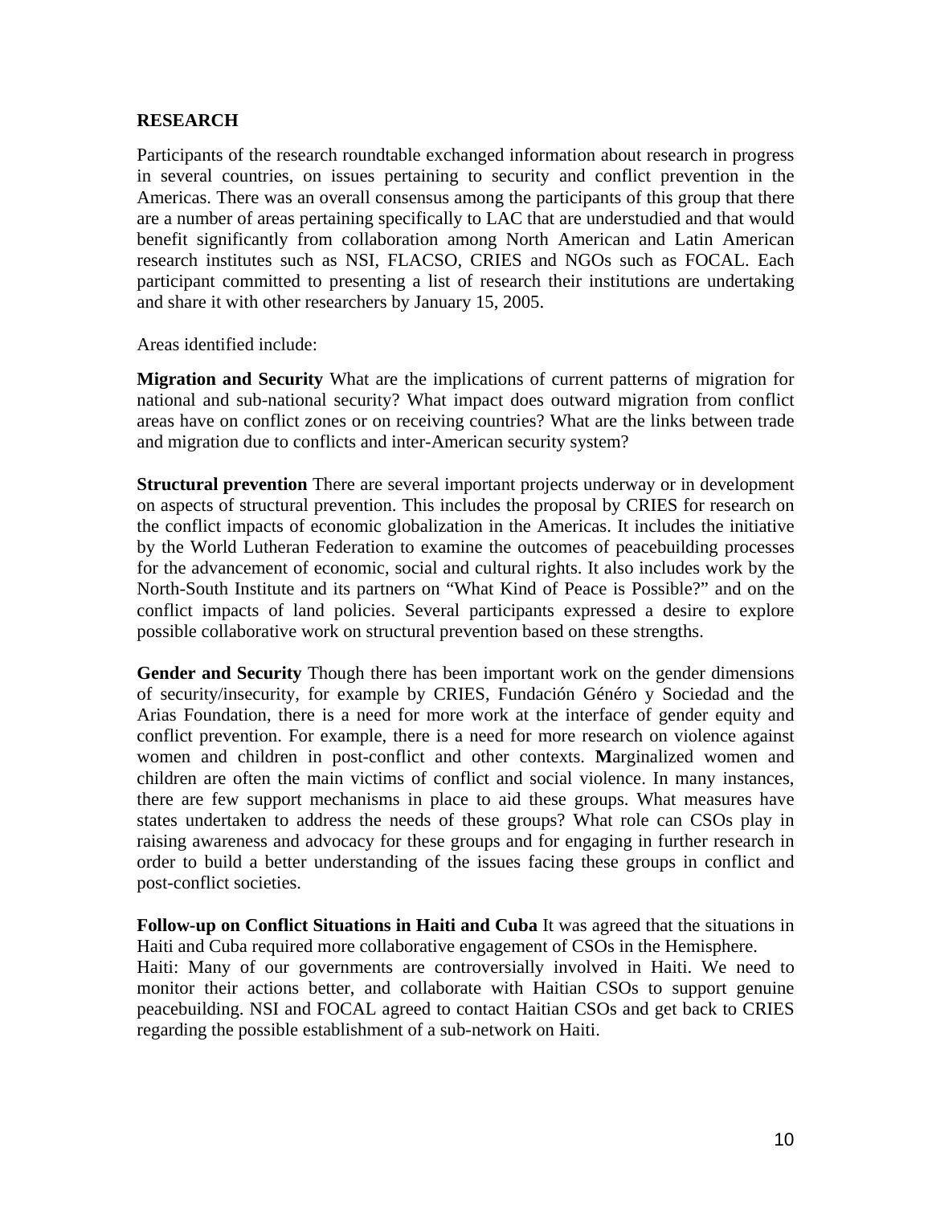**RESEARCH**

Participants of the research roundtable exchanged information about research in progress in several countries, on issues pertaining to security and conflict prevention in the Americas. There was an overall consensus among the participants of this group that there are a number of areas pertaining specifically to LAC that are understudied and that would benefit significantly from collaboration among North American and Latin American research institutes such as NSI, FLACSO, CRIES and NGOs such as FOCAL. Each participant committed to presenting a list of research their institutions are undertaking and share it with other researchers by January 15, 2005.

Areas identified include:

**Migration and Security** What are the implications of current patterns of migration for national and sub-national security? What impact does outward migration from conflict areas have on conflict zones or on receiving countries? What are the links between trade and migration due to conflicts and inter-American security system?

**Structural prevention** There are several important projects underway or in development on aspects of structural prevention. This includes the proposal by CRIES for research on the conflict impacts of economic globalization in the Americas. It includes the initiative by the World Lutheran Federation to examine the outcomes of peacebuilding processes for the advancement of economic, social and cultural rights. It also includes work by the North-South Institute and its partners on "What Kind of Peace is Possible?" and on the conflict impacts of land policies. Several participants expressed a desire to explore possible collaborative work on structural prevention based on these strengths.

**Gender and Security** Though there has been important work on the gender dimensions of security/insecurity, for example by CRIES, Fundación Génér​o y Sociedad and the Arias Foundation, there is a need for more work at the interface of gender equity and conflict prevention. For example, there is a need for more research on violence against women and children in post-conflict and other contexts. **M**arginalized women and children are often the main victims of conflict and social violence. In many instances, there are few support mechanisms in place to aid these groups. What measures have states undertaken to address the needs of these groups? What role can CSOs play in raising awareness and advocacy for these groups and for engaging in further research in order to build a better understanding of the issues facing these groups in conflict and post-conflict societies.

**Follow-up on Conflict Situations in Haiti and Cuba** It was agreed that the situations in Haiti and Cuba required more collaborative engagement of CSOs in the Hemisphere.
Haiti: Many of our governments are controversially involved in Haiti. We need to monitor their actions better, and collaborate with Haitian CSOs to support genuine peacebuilding. NSI and FOCAL agreed to contact Haitian CSOs and get back to CRIES regarding the possible establishment of a sub-network on Haiti.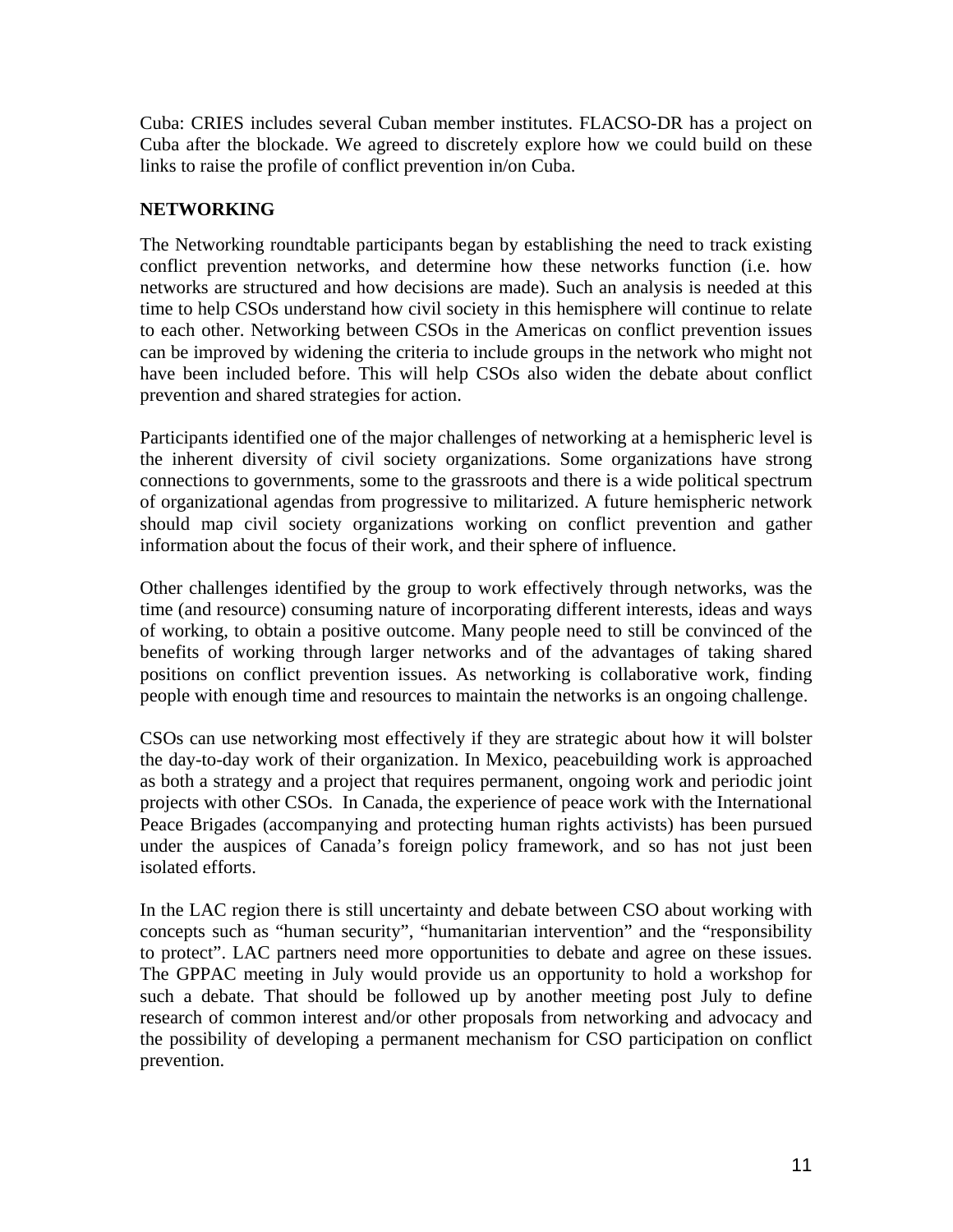Cuba: CRIES includes several Cuban member institutes. FLACSO-DR has a project on Cuba after the blockade. We agreed to discretely explore how we could build on these links to raise the profile of conflict prevention in/on Cuba.

**NETWORKING**

The Networking roundtable participants began by establishing the need to track existing conflict prevention networks, and determine how these networks function (i.e. how networks are structured and how decisions are made). Such an analysis is needed at this time to help CSOs understand how civil society in this hemisphere will continue to relate to each other. Networking between CSOs in the Americas on conflict prevention issues can be improved by widening the criteria to include groups in the network who might not have been included before. This will help CSOs also widen the debate about conflict prevention and shared strategies for action.

Participants identified one of the major challenges of networking at a hemispheric level is the inherent diversity of civil society organizations. Some organizations have strong connections to governments, some to the grassroots and there is a wide political spectrum of organizational agendas from progressive to militarized. A future hemispheric network should map civil society organizations working on conflict prevention and gather information about the focus of their work, and their sphere of influence.

Other challenges identified by the group to work effectively through networks, was the time (and resource) consuming nature of incorporating different interests, ideas and ways of working, to obtain a positive outcome. Many people need to still be convinced of the benefits of working through larger networks and of the advantages of taking shared positions on conflict prevention issues. As networking is collaborative work, finding people with enough time and resources to maintain the networks is an ongoing challenge.

CSOs can use networking most effectively if they are strategic about how it will bolster the day-to-day work of their organization. In Mexico, peacebuilding work is approached as both a strategy and a project that requires permanent, ongoing work and periodic joint projects with other CSOs. In Canada, the experience of peace work with the International Peace Brigades (accompanying and protecting human rights activists) has been pursued under the auspices of Canada's foreign policy framework, and so has not just been isolated efforts.

In the LAC region there is still uncertainty and debate between CSO about working with concepts such as "human security", "humanitarian intervention" and the "responsibility to protect". LAC partners need more opportunities to debate and agree on these issues. The GPPAC meeting in July would provide us an opportunity to hold a workshop for such a debate. That should be followed up by another meeting post July to define research of common interest and/or other proposals from networking and advocacy and the possibility of developing a permanent mechanism for CSO participation on conflict prevention.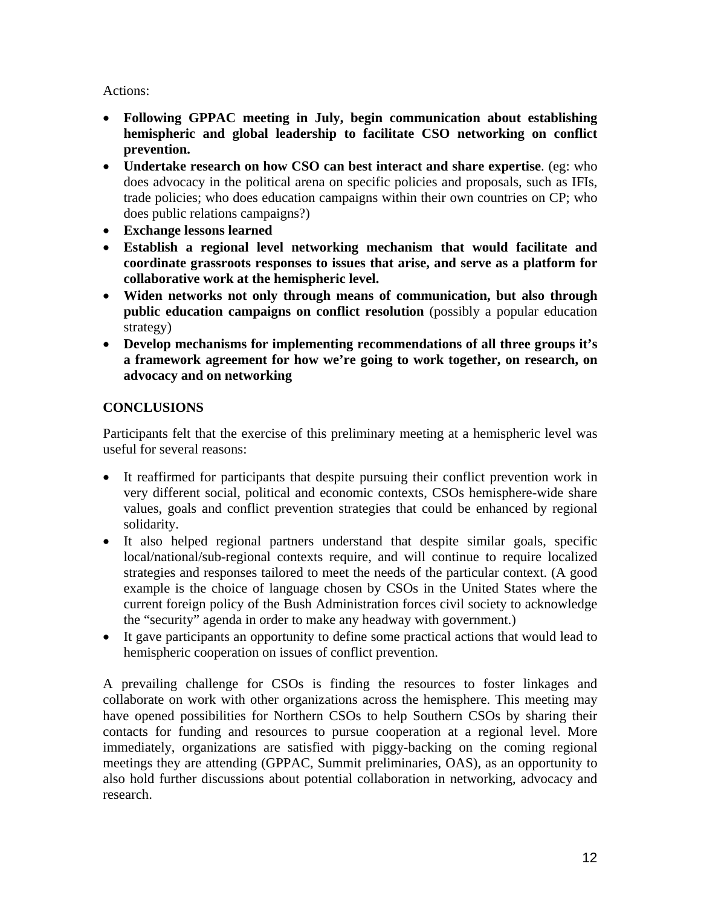Actions:

- **Following GPPAC meeting in July, begin communication about establishing hemispheric and global leadership to facilitate CSO networking on conflict prevention.**
- **Undertake research on how CSO can best interact and share expertise**. (eg: who does advocacy in the political arena on specific policies and proposals, such as IFIs, trade policies; who does education campaigns within their own countries on CP; who does public relations campaigns?)
- **Exchange lessons learned**
- **Establish a regional level networking mechanism that would facilitate and coordinate grassroots responses to issues that arise, and serve as a platform for collaborative work at the hemispheric level.**
- **Widen networks not only through means of communication, but also through public education campaigns on conflict resolution** (possibly a popular education strategy)
- **Develop mechanisms for implementing recommendations of all three groups it's a framework agreement for how we're going to work together, on research, on advocacy and on networking**

## CONCLUSIONS

Participants felt that the exercise of this preliminary meeting at a hemispheric level was useful for several reasons:

- It reaffirmed for participants that despite pursuing their conflict prevention work in very different social, political and economic contexts, CSOs hemisphere-wide share values, goals and conflict prevention strategies that could be enhanced by regional solidarity.
- It also helped regional partners understand that despite similar goals, specific local/national/sub-regional contexts require, and will continue to require localized strategies and responses tailored to meet the needs of the particular context. (A good example is the choice of language chosen by CSOs in the United States where the current foreign policy of the Bush Administration forces civil society to acknowledge the "security" agenda in order to make any headway with government.)
- It gave participants an opportunity to define some practical actions that would lead to hemispheric cooperation on issues of conflict prevention.

A prevailing challenge for CSOs is finding the resources to foster linkages and collaborate on work with other organizations across the hemisphere. This meeting may have opened possibilities for Northern CSOs to help Southern CSOs by sharing their contacts for funding and resources to pursue cooperation at a regional level. More immediately, organizations are satisfied with piggy-backing on the coming regional meetings they are attending (GPPAC, Summit preliminaries, OAS), as an opportunity to also hold further discussions about potential collaboration in networking, advocacy and research.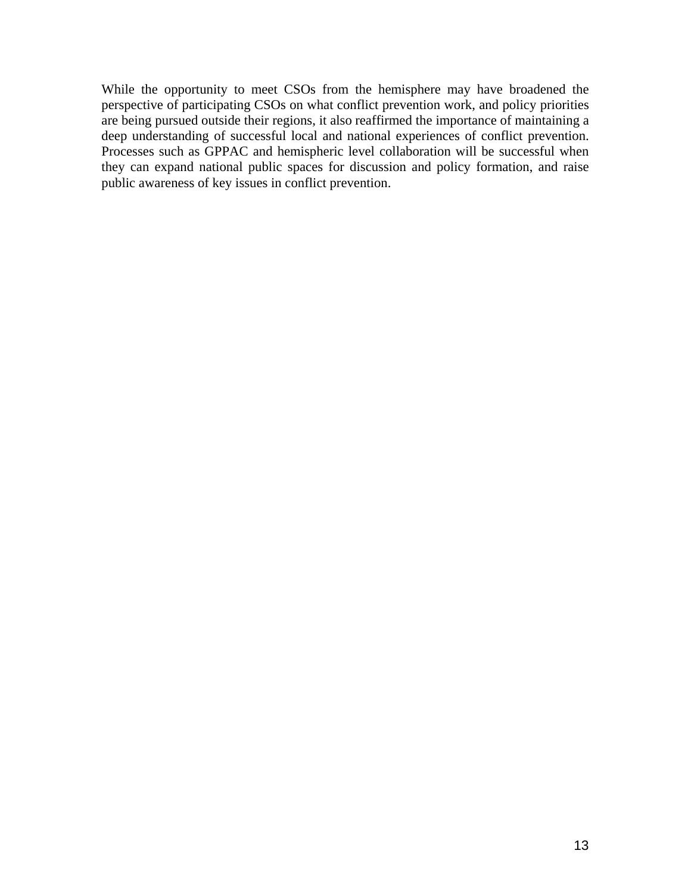While the opportunity to meet CSOs from the hemisphere may have broadened the perspective of participating CSOs on what conflict prevention work, and policy priorities are being pursued outside their regions, it also reaffirmed the importance of maintaining a deep understanding of successful local and national experiences of conflict prevention. Processes such as GPPAC and hemispheric level collaboration will be successful when they can expand national public spaces for discussion and policy formation, and raise public awareness of key issues in conflict prevention.